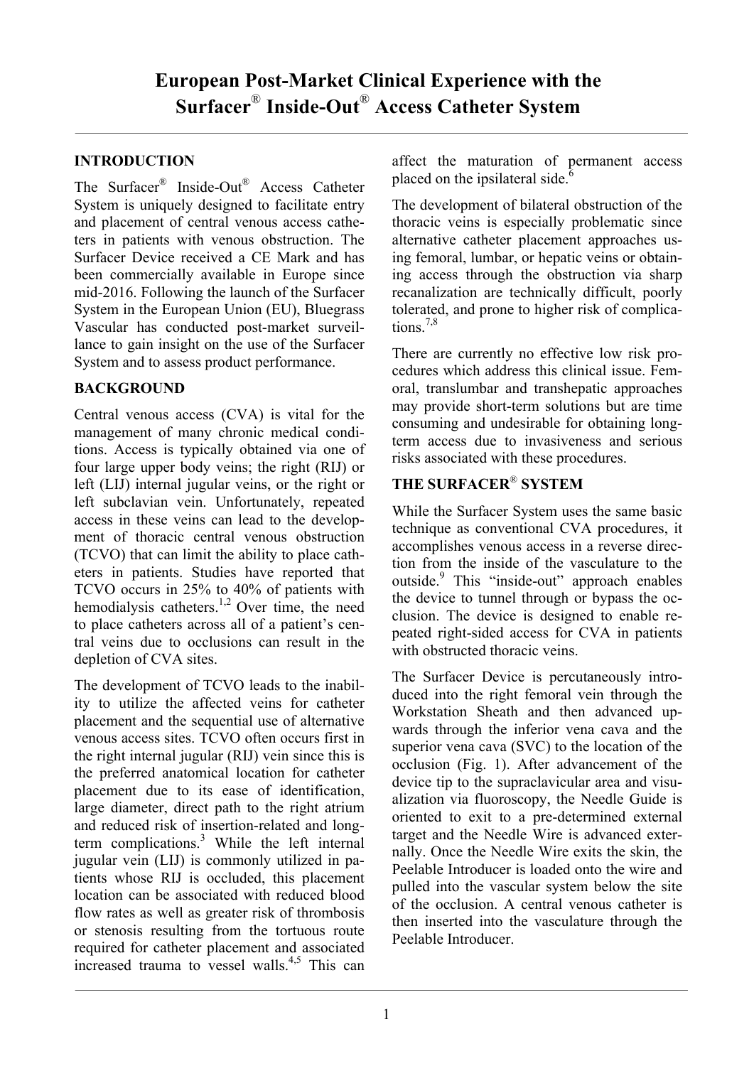# European Post-Market Clinical Experience with the Surfacer® Inside-Out® Access Catheter System

## INTRODUCTION

The Surfacer® Inside-Out® Access Catheter System is uniquely designed to facilitate entry and placement of central venous access catheters in patients with venous obstruction. The Surfacer Device received a CE Mark and has been commercially available in Europe since mid-2016. Following the launch of the Surfacer System in the European Union (EU), Bluegrass Vascular has conducted post-market surveillance to gain insight on the use of the Surfacer System and to assess product performance.

## BACKGROUND

Central venous access (CVA) is vital for the management of many chronic medical conditions. Access is typically obtained via one of four large upper body veins; the right (RIJ) or left (LIJ) internal jugular veins, or the right or left subclavian vein. Unfortunately, repeated access in these veins can lead to the development of thoracic central venous obstruction (TCVO) that can limit the ability to place catheters in patients. Studies have reported that TCVO occurs in 25% to 40% of patients with hemodialysis catheters.[1,2] Over time, the need to place catheters across all of a patient's central veins due to occlusions can result in the depletion of CVA sites.

The development of TCVO leads to the inability to utilize the affected veins for catheter placement and the sequential use of alternative venous access sites. TCVO often occurs first in the right internal jugular (RIJ) vein since this is the preferred anatomical location for catheter placement due to its ease of identification, large diameter, direct path to the right atrium and reduced risk of insertion-related and long-term complications.[3] While the left internal jugular vein (LIJ) is commonly utilized in patients whose RIJ is occluded, this placement location can be associated with reduced blood flow rates as well as greater risk of thrombosis or stenosis resulting from the tortuous route required for catheter placement and associated increased trauma to vessel walls.[4,5] This can affect the maturation of permanent access placed on the ipsilateral side.[6]

The development of bilateral obstruction of the thoracic veins is especially problematic since alternative catheter placement approaches using femoral, lumbar, or hepatic veins or obtaining access through the obstruction via sharp recanalization are technically difficult, poorly tolerated, and prone to higher risk of complications.[7,8]

There are currently no effective low risk procedures which address this clinical issue. Femoral, translumbar and transhepatic approaches may provide short-term solutions but are time consuming and undesirable for obtaining long-term access due to invasiveness and serious risks associated with these procedures.

## THE SURFACER® SYSTEM

While the Surfacer System uses the same basic technique as conventional CVA procedures, it accomplishes venous access in a reverse direction from the inside of the vasculature to the outside.[9] This "inside-out" approach enables the device to tunnel through or bypass the occlusion. The device is designed to enable repeated right-sided access for CVA in patients with obstructed thoracic veins.

The Surfacer Device is percutaneously introduced into the right femoral vein through the Workstation Sheath and then advanced upwards through the inferior vena cava and the superior vena cava (SVC) to the location of the occlusion (Fig. 1). After advancement of the device tip to the supraclavicular area and visualization via fluoroscopy, the Needle Guide is oriented to exit to a pre-determined external target and the Needle Wire is advanced externally. Once the Needle Wire exits the skin, the Peelable Introducer is loaded onto the wire and pulled into the vascular system below the site of the occlusion. A central venous catheter is then inserted into the vasculature through the Peelable Introducer.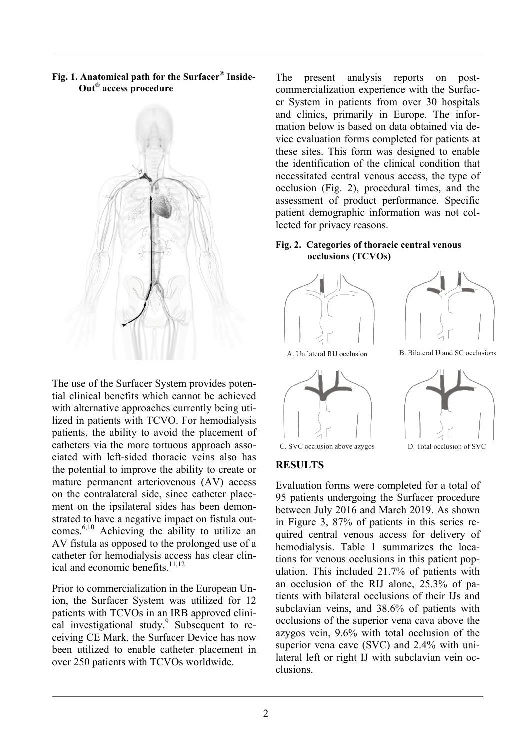**Fig. 1. Anatomical path for the Surfacer® Inside-Out® access procedure**

The use of the Surfacer System provides potential clinical benefits which cannot be achieved with alternative approaches currently being utilized in patients with TCVO. For hemodialysis patients, the ability to avoid the placement of catheters via the more tortuous approach associated with left-sided thoracic veins also has the potential to improve the ability to create or mature permanent arteriovenous (AV) access on the contralateral side, since catheter placement on the ipsilateral sides has been demonstrated to have a negative impact on fistula outcomes.[6,10] Achieving the ability to utilize an AV fistula as opposed to the prolonged use of a catheter for hemodialysis access has clear clinical and economic benefits.[11,12]

Prior to commercialization in the European Union, the Surfacer System was utilized for 12 patients with TCVOs in an IRB approved clinical investigational study.[9] Subsequent to receiving CE Mark, the Surfacer Device has now been utilized to enable catheter placement in over 250 patients with TCVOs worldwide.

The present analysis reports on post-commercialization experience with the Surfacer System in patients from over 30 hospitals and clinics, primarily in Europe. The information below is based on data obtained via device evaluation forms completed for patients at these sites. This form was designed to enable the identification of the clinical condition that necessitated central venous access, the type of occlusion (Fig. 2), procedural times, and the assessment of product performance. Specific patient demographic information was not collected for privacy reasons.

**Fig. 2. Categories of thoracic central venous occlusions (TCVOs)**

A. Unilateral RIJ occlusion

B. Bilateral IJ and SC occlusions

C. SVC occlusion above azygos

D. Total occlusion of SVC

## RESULTS

Evaluation forms were completed for a total of 95 patients undergoing the Surfacer procedure between July 2016 and March 2019. As shown in Figure 3, 87% of patients in this series required central venous access for delivery of hemodialysis. Table 1 summarizes the locations for venous occlusions in this patient population. This included 21.7% of patients with an occlusion of the RIJ alone, 25.3% of patients with bilateral occlusions of their IJs and subclavian veins, and 38.6% of patients with occlusions of the superior vena cava above the azygos vein, 9.6% with total occlusion of the superior vena cave (SVC) and 2.4% with unilateral left or right IJ with subclavian vein occlusions.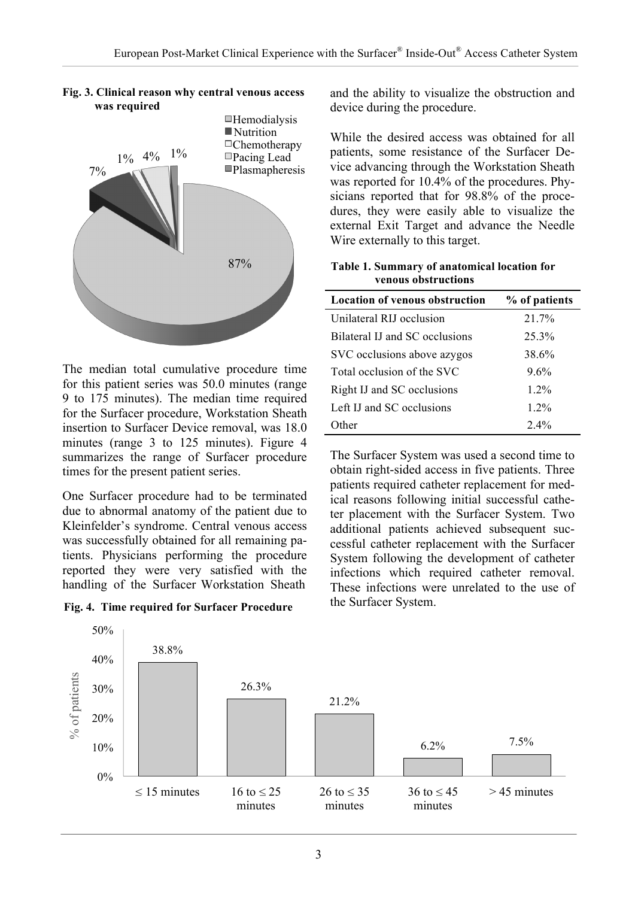**Fig. 3. Clinical reason why central venous access was required**

The median total cumulative procedure time for this patient series was 50.0 minutes (range 9 to 175 minutes). The median time required for the Surfacer procedure, Workstation Sheath insertion to Surfacer Device removal, was 18.0 minutes (range 3 to 125 minutes). Figure 4 summarizes the range of Surfacer procedure times for the present patient series.

One Surfacer procedure had to be terminated due to abnormal anatomy of the patient due to Kleinfelder's syndrome. Central venous access was successfully obtained for all remaining patients. Physicians performing the procedure reported they were very satisfied with the handling of the Surfacer Workstation Sheath and the ability to visualize the obstruction and device during the procedure.

**Fig. 4. Time required for Surfacer Procedure**

While the desired access was obtained for all patients, some resistance of the Surfacer Device advancing through the Workstation Sheath was reported for 10.4% of the procedures. Physicians reported that for 98.8% of the procedures, they were easily able to visualize the external Exit Target and advance the Needle Wire externally to this target.

**Table 1. Summary of anatomical location for venous obstructions**

| Location of venous obstruction | % of patients |
|---|---|
| Unilateral RIJ occlusion | 21.7% |
| Bilateral IJ and SC occlusions | 25.3% |
| SVC occlusions above azygos | 38.6% |
| Total occlusion of the SVC | 9.6% |
| Right IJ and SC occlusions | 1.2% |
| Left IJ and SC occlusions | 1.2% |
| Other | 2.4% |

The Surfacer System was used a second time to obtain right-sided access in five patients. Three patients required catheter replacement for medical reasons following initial successful catheter placement with the Surfacer System. Two additional patients achieved subsequent successful catheter replacement with the Surfacer System following the development of catheter infections which required catheter removal. These infections were unrelated to the use of the Surfacer System.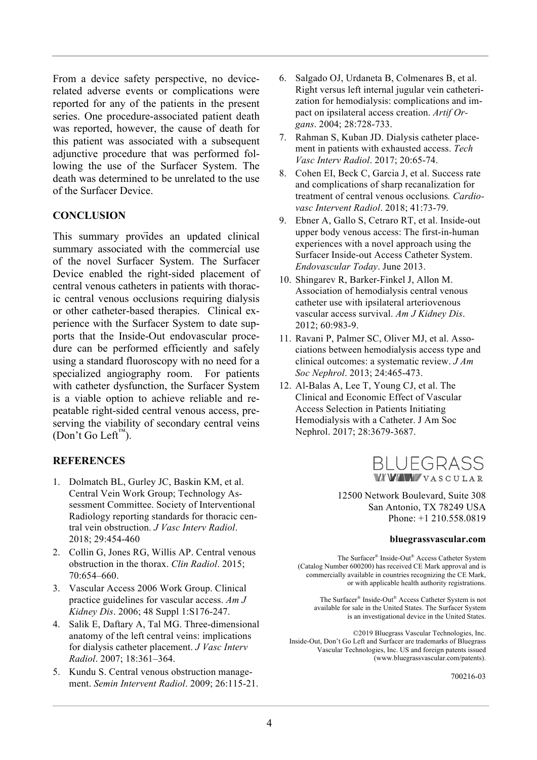From a device safety perspective, no device-related adverse events or complications were reported for any of the patients in the present series. One procedure-associated patient death was reported, however, the cause of death for this patient was associated with a subsequent adjunctive procedure that was performed following the use of the Surfacer System. The death was determined to be unrelated to the use of the Surfacer Device.

## CONCLUSION

This summary provides an updated clinical summary associated with the commercial use of the novel Surfacer System. The Surfacer Device enabled the right-sided placement of central venous catheters in patients with thoracic central venous occlusions requiring dialysis or other catheter-based therapies. Clinical experience with the Surfacer System to date supports that the Inside-Out endovascular procedure can be performed efficiently and safely using a standard fluoroscopy with no need for a specialized angiography room. For patients with catheter dysfunction, the Surfacer System is a viable option to achieve reliable and repeatable right-sided central venous access, preserving the viability of secondary central veins (Don't Go Left™).

## REFERENCES

1. Dolmatch BL, Gurley JC, Baskin KM, et al. Central Vein Work Group; Technology Assessment Committee. Society of Interventional Radiology reporting standards for thoracic central vein obstruction. *J Vasc Interv Radiol*. 2018; 29:454-460
2. Collin G, Jones RG, Willis AP. Central venous obstruction in the thorax. *Clin Radiol*. 2015; 70:654–660.
3. Vascular Access 2006 Work Group. Clinical practice guidelines for vascular access. *Am J Kidney Dis*. 2006; 48 Suppl 1:S176-247.
4. Salik E, Daftary A, Tal MG. Three-dimensional anatomy of the left central veins: implications for dialysis catheter placement. *J Vasc Interv Radiol*. 2007; 18:361–364.
5. Kundu S. Central venous obstruction management. *Semin Intervent Radiol*. 2009; 26:115-21.
6. Salgado OJ, Urdaneta B, Colmenares B, et al. Right versus left internal jugular vein catheterization for hemodialysis: complications and impact on ipsilateral access creation. *Artif Organs*. 2004; 28:728-733.
7. Rahman S, Kuban JD. Dialysis catheter placement in patients with exhausted access. *Tech Vasc Interv Radiol*. 2017; 20:65-74.
8. Cohen EI, Beck C, Garcia J, et al. Success rate and complications of sharp recanalization for treatment of central venous occlusions. *Cardiovasc Intervent Radiol*. 2018; 41:73-79.
9. Ebner A, Gallo S, Cetraro RT, et al. Inside-out upper body venous access: The first-in-human experiences with a novel approach using the Surfacer Inside-out Access Catheter System. *Endovascular Today*. June 2013.
10. Shingarev R, Barker-Finkel J, Allon M. Association of hemodialysis central venous catheter use with ipsilateral arteriovenous vascular access survival. *Am J Kidney Dis*. 2012; 60:983-9.
11. Ravani P, Palmer SC, Oliver MJ, et al. Associations between hemodialysis access type and clinical outcomes: a systematic review. *J Am Soc Nephrol*. 2013; 24:465-473.
12. Al-Balas A, Lee T, Young CJ, et al. The Clinical and Economic Effect of Vascular Access Selection in Patients Initiating Hemodialysis with a Catheter. J Am Soc Nephrol. 2017; 28:3679-3687.

BLUEGRASS VASCULAR

12500 Network Boulevard, Suite 308
San Antonio, TX 78249 USA
Phone: +1 210.558.0819

**bluegrassvascular.com**

The Surfacer® Inside-Out® Access Catheter System (Catalog Number 600200) has received CE Mark approval and is commercially available in countries recognizing the CE Mark, or with applicable health authority registrations.

The Surfacer® Inside-Out® Access Catheter System is not available for sale in the United States. The Surfacer System is an investigational device in the United States.

©2019 Bluegrass Vascular Technologies, Inc.
Inside-Out, Don't Go Left and Surfacer are trademarks of Bluegrass Vascular Technologies, Inc. US and foreign patents issued (www.bluegrassvascular.com/patents).

700216-03